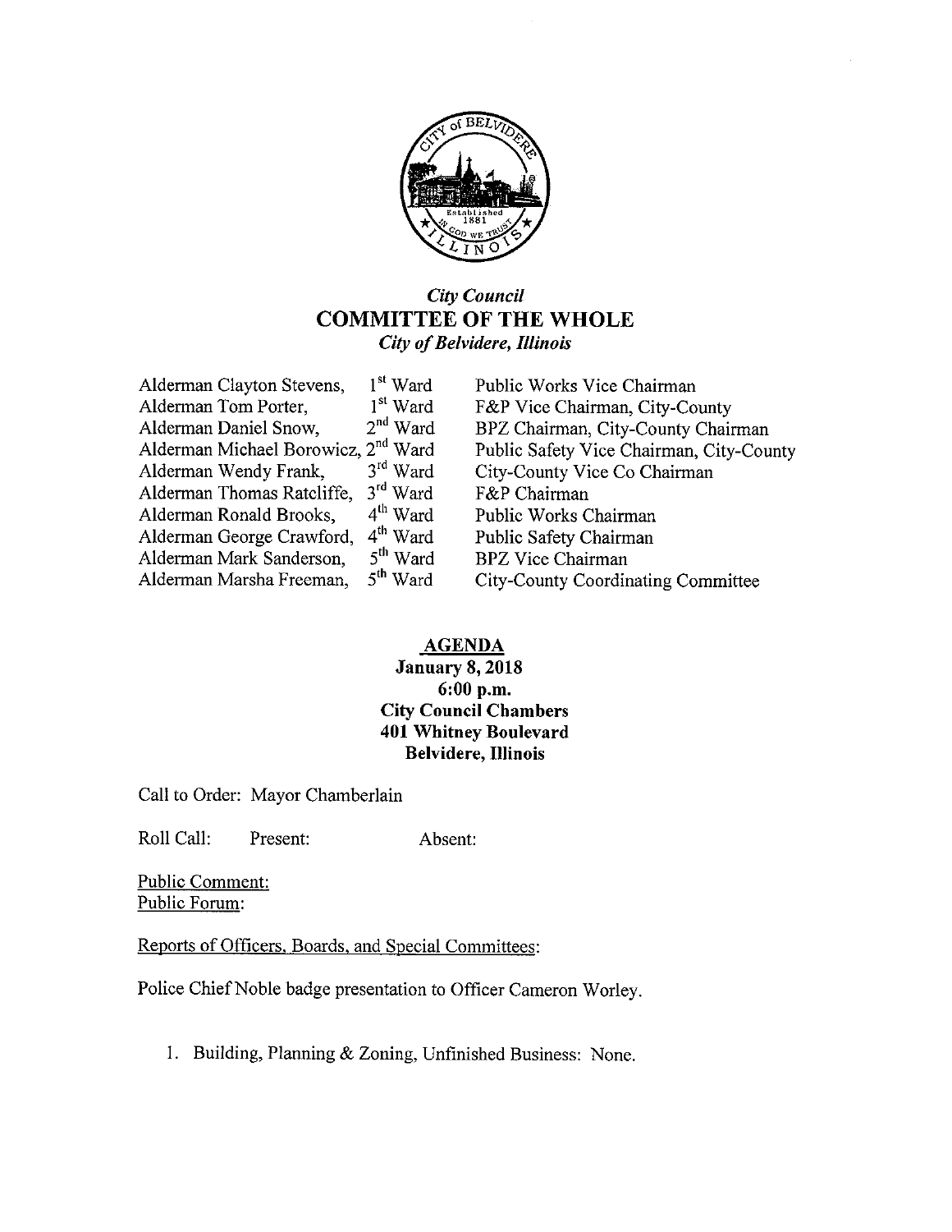*City Council*

# COMMITTEE OF THE WHOLE

*City of Belvidere, Illinois*

| | | |
|---|---|---|
| Alderman Clayton Stevens, | 1st Ward | Public Works Vice Chairman |
| Alderman Tom Porter, | 1st Ward | F&P Vice Chairman, City-County |
| Alderman Daniel Snow, | 2nd Ward | BPZ Chairman, City-County Chairman |
| Alderman Michael Borowicz, | 2nd Ward | Public Safety Vice Chairman, City-County |
| Alderman Wendy Frank, | 3rd Ward | City-County Vice Co Chairman |
| Alderman Thomas Ratcliffe, | 3rd Ward | F&P Chairman |
| Alderman Ronald Brooks, | 4th Ward | Public Works Chairman |
| Alderman George Crawford, | 4th Ward | Public Safety Chairman |
| Alderman Mark Sanderson, | 5th Ward | BPZ Vice Chairman |
| Alderman Marsha Freeman, | 5th Ward | City-County Coordinating Committee |

## AGENDA

**January 8, 2018**
**6:00 p.m.**
**City Council Chambers**
**401 Whitney Boulevard**
**Belvidere, Illinois**

Call to Order: Mayor Chamberlain

Roll Call: Present: Absent:

Public Comment:
Public Forum:

Reports of Officers, Boards, and Special Committees:

Police Chief Noble badge presentation to Officer Cameron Worley.

1. Building, Planning & Zoning, Unfinished Business: None.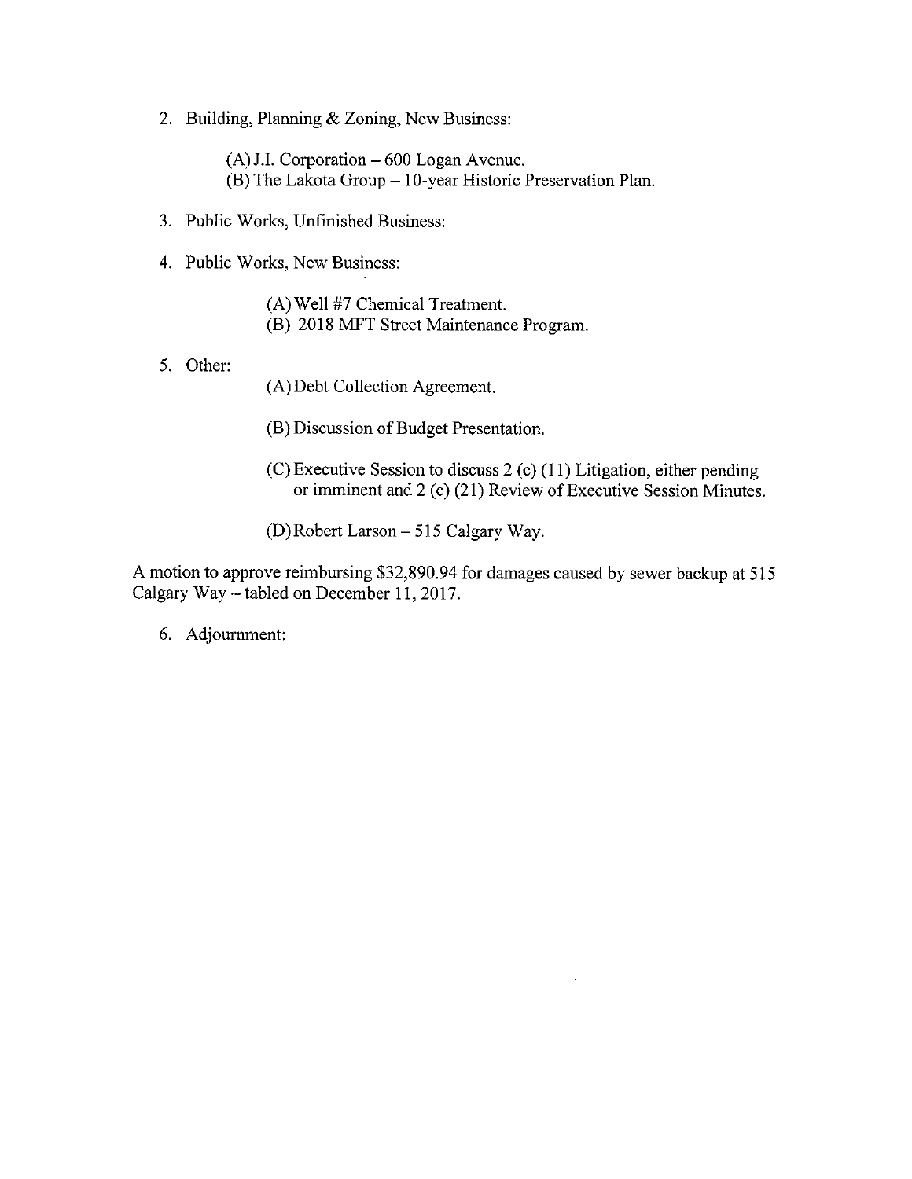2. Building, Planning & Zoning, New Business:

   (A) J.I. Corporation – 600 Logan Avenue.
   (B) The Lakota Group – 10-year Historic Preservation Plan.

3. Public Works, Unfinished Business:

4. Public Works, New Business:

   (A) Well #7 Chemical Treatment.
   (B) 2018 MFT Street Maintenance Program.

5. Other:

   (A) Debt Collection Agreement.

   (B) Discussion of Budget Presentation.

   (C) Executive Session to discuss 2 (c) (11) Litigation, either pending or imminent and 2 (c) (21) Review of Executive Session Minutes.

   (D) Robert Larson – 515 Calgary Way.

A motion to approve reimbursing $32,890.94 for damages caused by sewer backup at 515 Calgary Way – tabled on December 11, 2017.

6. Adjournment: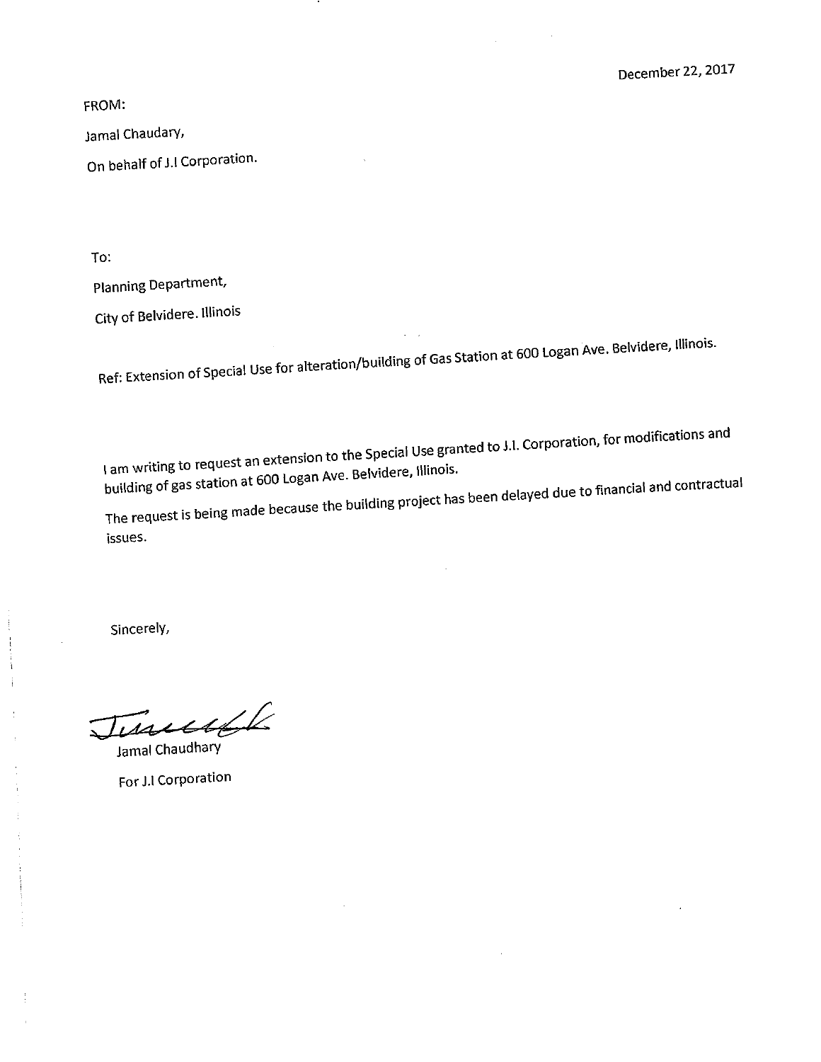December 22, 2017

FROM:

Jamal Chaudary,

On behalf of J.I Corporation.

To:

Planning Department,

City of Belvidere. Illinois

Ref: Extension of Special Use for alteration/building of Gas Station at 600 Logan Ave. Belvidere, Illinois.

I am writing to request an extension to the Special Use granted to J.I. Corporation, for modifications and building of gas station at 600 Logan Ave. Belvidere, Illinois.

The request is being made because the building project has been delayed due to financial and contractual issues.

Sincerely,

Jamal Chaudhary

For J.I Corporation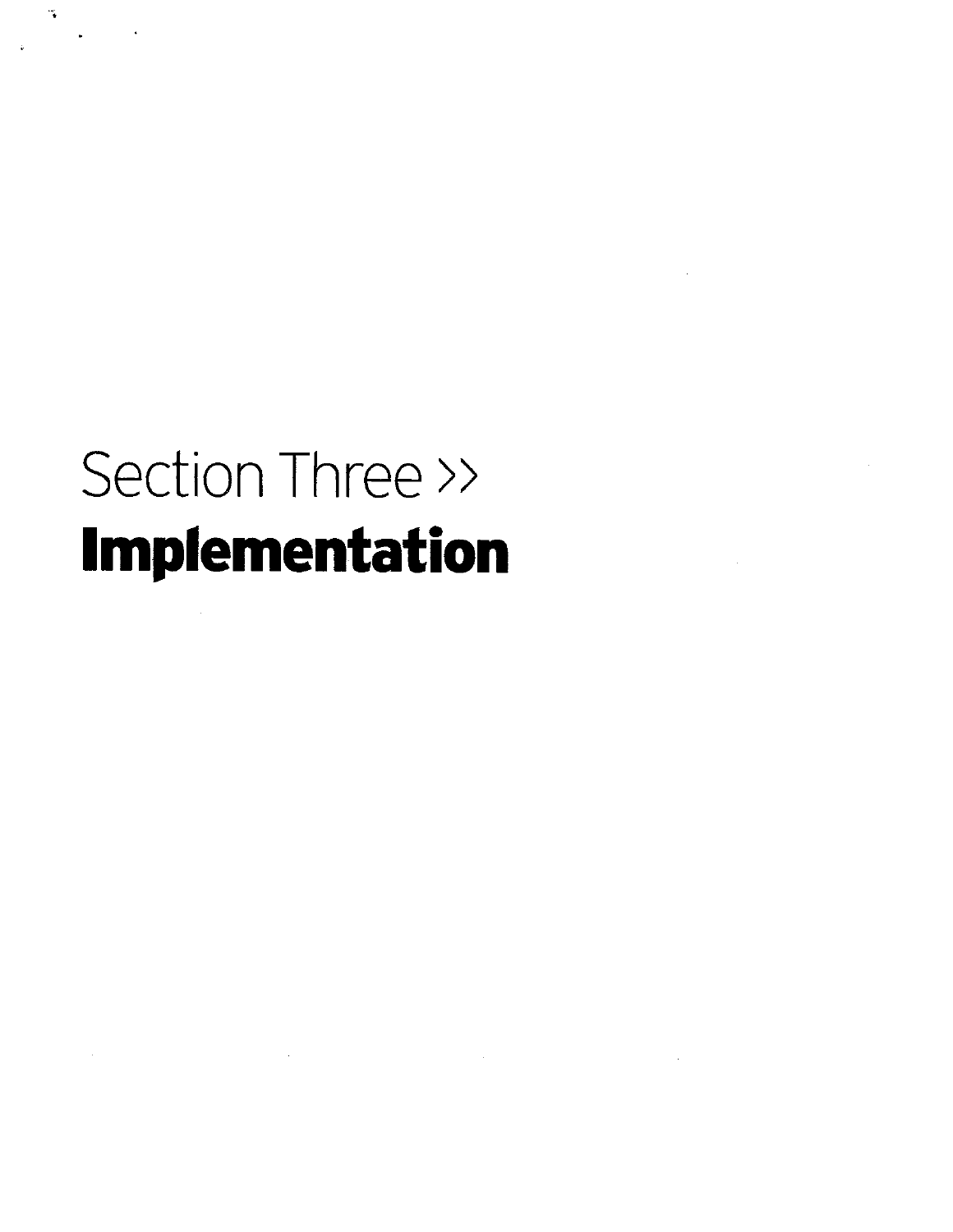# Section Three >>
# **Implementation**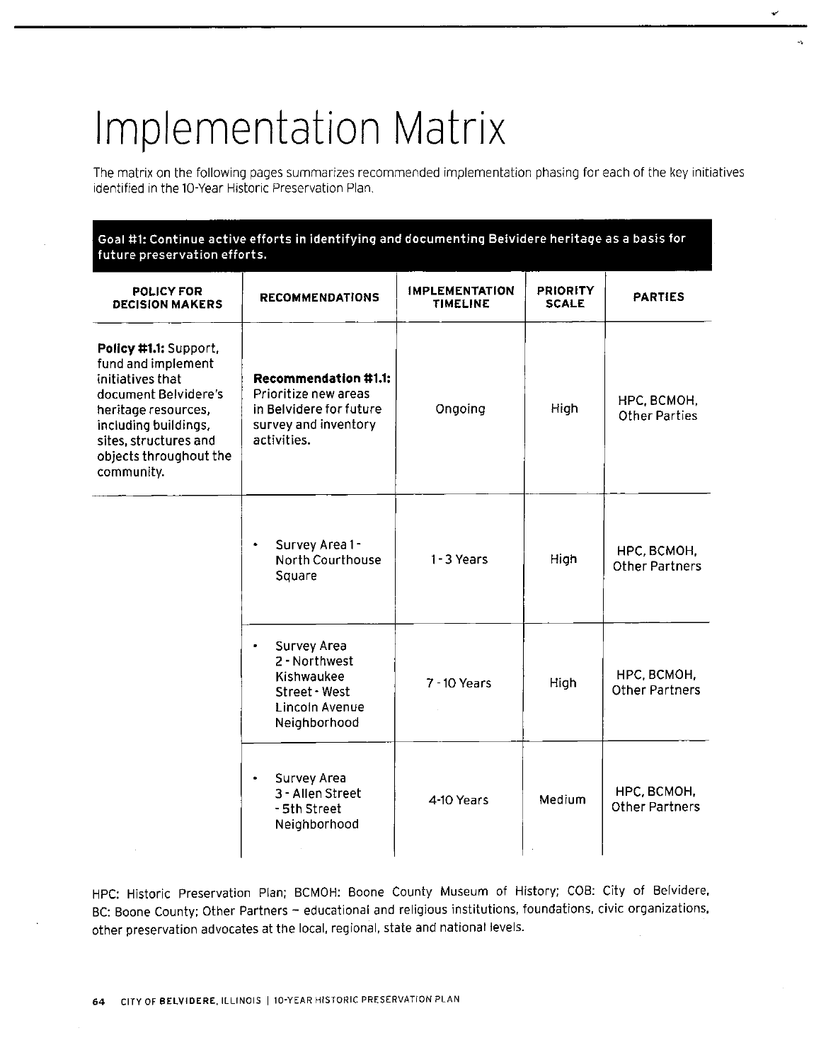# Implementation Matrix

The matrix on the following pages summarizes recommended implementation phasing for each of the key initiatives identified in the 10-Year Historic Preservation Plan.

**Goal #1: Continue active efforts in identifying and documenting Belvidere heritage as a basis for future preservation efforts.**

| POLICY FOR DECISION MAKERS | RECOMMENDATIONS | IMPLEMENTATION TIMELINE | PRIORITY SCALE | PARTIES |
|---|---|---|---|---|
| **Policy #1.1:** Support, fund and implement initiatives that document Belvidere's heritage resources, including buildings, sites, structures and objects throughout the community. | **Recommendation #1.1:** Prioritize new areas in Belvidere for future survey and inventory activities. | Ongoing | High | HPC, BCMOH, Other Parties |
| | • Survey Area 1 - North Courthouse Square | 1 - 3 Years | High | HPC, BCMOH, Other Partners |
| | • Survey Area 2 - Northwest Kishwaukee Street - West Lincoln Avenue Neighborhood | 7 - 10 Years | High | HPC, BCMOH, Other Partners |
| | • Survey Area 3 - Allen Street - 5th Street Neighborhood | 4-10 Years | Medium | HPC, BCMOH, Other Partners |

HPC: Historic Preservation Plan; BCMOH: Boone County Museum of History; COB: City of Belvidere, BC: Boone County; Other Partners – educational and religious institutions, foundations, civic organizations, other preservation advocates at the local, regional, state and national levels.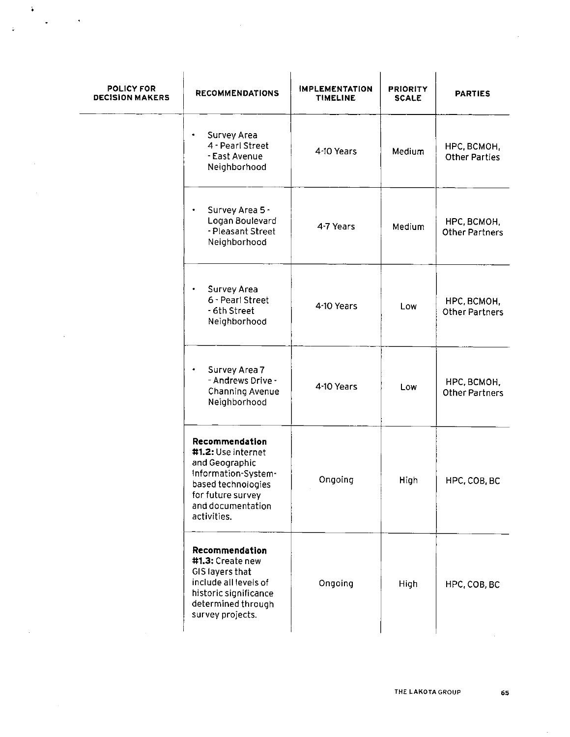| POLICY FOR DECISION MAKERS | RECOMMENDATIONS | IMPLEMENTATION TIMELINE | PRIORITY SCALE | PARTIES |
|---|---|---|---|---|
| | • Survey Area 4 - Pearl Street - East Avenue Neighborhood | 4-10 Years | Medium | HPC, BCMOH, Other Parties |
| | • Survey Area 5 - Logan Boulevard - Pleasant Street Neighborhood | 4-7 Years | Medium | HPC, BCMOH, Other Partners |
| | • Survey Area 6 - Pearl Street - 6th Street Neighborhood | 4-10 Years | Low | HPC, BCMOH, Other Partners |
| | • Survey Area 7 - Andrews Drive - Channing Avenue Neighborhood | 4-10 Years | Low | HPC, BCMOH, Other Partners |
| | **Recommendation #1.2:** Use internet and Geographic Information-System-based technologies for future survey and documentation activities. | Ongoing | High | HPC, COB, BC |
| | **Recommendation #1.3:** Create new GIS layers that include all levels of historic significance determined through survey projects. | Ongoing | High | HPC, COB, BC |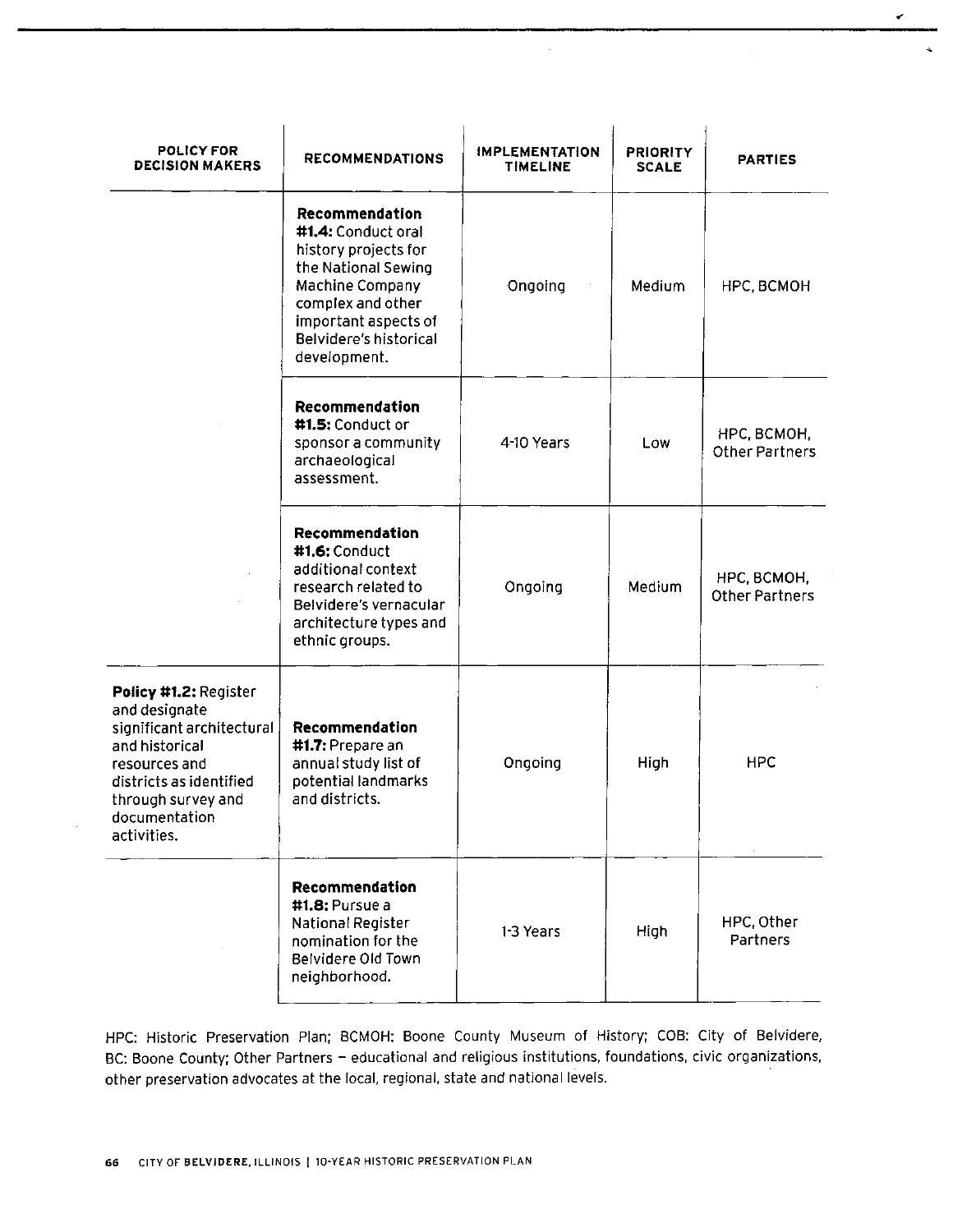| POLICY FOR DECISION MAKERS | RECOMMENDATIONS | IMPLEMENTATION TIMELINE | PRIORITY SCALE | PARTIES |
|---|---|---|---|---|
| | **Recommendation #1.4:** Conduct oral history projects for the National Sewing Machine Company complex and other important aspects of Belvidere's historical development. | Ongoing | Medium | HPC, BCMOH |
| | **Recommendation #1.5:** Conduct or sponsor a community archaeological assessment. | 4-10 Years | Low | HPC, BCMOH, Other Partners |
| | **Recommendation #1.6:** Conduct additional context research related to Belvidere's vernacular architecture types and ethnic groups. | Ongoing | Medium | HPC, BCMOH, Other Partners |
| **Policy #1.2:** Register and designate significant architectural and historical resources and districts as identified through survey and documentation activities. | **Recommendation #1.7:** Prepare an annual study list of potential landmarks and districts. | Ongoing | High | HPC |
| | **Recommendation #1.8:** Pursue a National Register nomination for the Belvidere Old Town neighborhood. | 1-3 Years | High | HPC, Other Partners |

HPC: Historic Preservation Plan; BCMOH: Boone County Museum of History; COB: City of Belvidere, BC: Boone County; Other Partners – educational and religious institutions, foundations, civic organizations, other preservation advocates at the local, regional, state and national levels.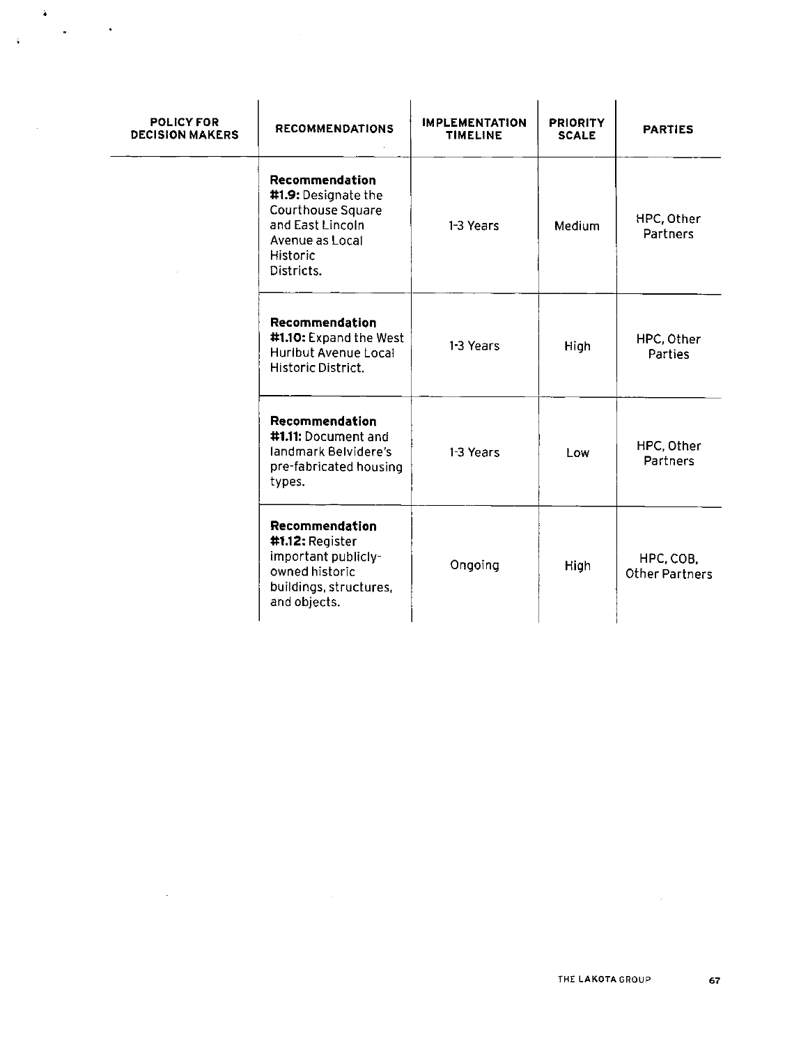| POLICY FOR DECISION MAKERS | RECOMMENDATIONS | IMPLEMENTATION TIMELINE | PRIORITY SCALE | PARTIES |
|---|---|---|---|---|
| | **Recommendation #1.9:** Designate the Courthouse Square and East Lincoln Avenue as Local Historic Districts. | 1-3 Years | Medium | HPC, Other Partners |
| | **Recommendation #1.10:** Expand the West Hurlbut Avenue Local Historic District. | 1-3 Years | High | HPC, Other Parties |
| | **Recommendation #1.11:** Document and landmark Belvidere's pre-fabricated housing types. | 1-3 Years | Low | HPC, Other Partners |
| | **Recommendation #1.12:** Register important publicly-owned historic buildings, structures, and objects. | Ongoing | High | HPC, COB, Other Partners |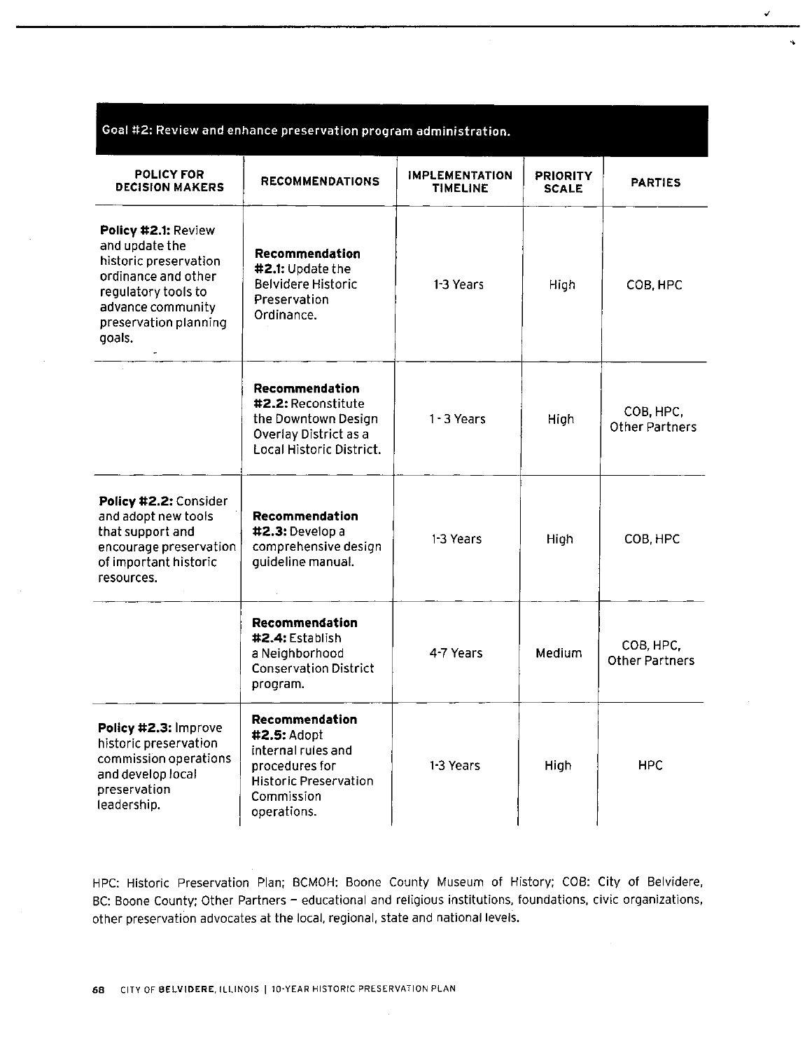| Goal #2: Review and enhance preservation program administration. | | | | |
|---|---|---|---|---|
| **POLICY FOR DECISION MAKERS** | **RECOMMENDATIONS** | **IMPLEMENTATION TIMELINE** | **PRIORITY SCALE** | **PARTIES** |
| **Policy #2.1:** Review and update the historic preservation ordinance and other regulatory tools to advance community preservation planning goals. | **Recommendation #2.1:** Update the Belvidere Historic Preservation Ordinance. | 1-3 Years | High | COB, HPC |
| | **Recommendation #2.2:** Reconstitute the Downtown Design Overlay District as a Local Historic District. | 1 - 3 Years | High | COB, HPC, Other Partners |
| **Policy #2.2:** Consider and adopt new tools that support and encourage preservation of important historic resources. | **Recommendation #2.3:** Develop a comprehensive design guideline manual. | 1-3 Years | High | COB, HPC |
| | **Recommendation #2.4:** Establish a Neighborhood Conservation District program. | 4-7 Years | Medium | COB, HPC, Other Partners |
| **Policy #2.3:** Improve historic preservation commission operations and develop local preservation leadership. | **Recommendation #2.5:** Adopt internal rules and procedures for Historic Preservation Commission operations. | 1-3 Years | High | HPC |

HPC: Historic Preservation Plan; BCMOH: Boone County Museum of History; COB: City of Belvidere, BC: Boone County; Other Partners – educational and religious institutions, foundations, civic organizations, other preservation advocates at the local, regional, state and national levels.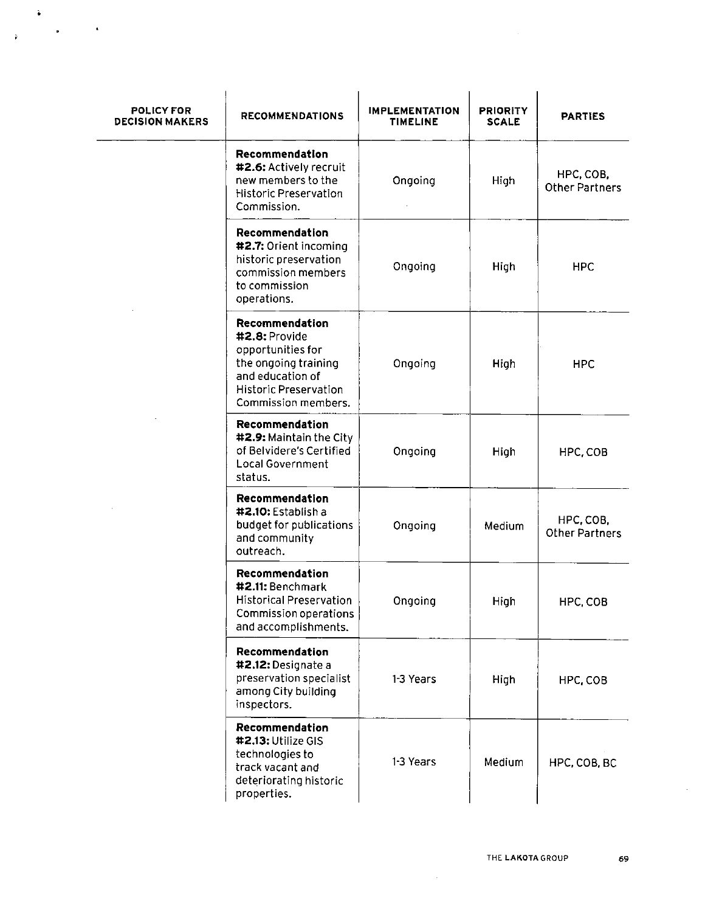| POLICY FOR DECISION MAKERS | RECOMMENDATIONS | IMPLEMENTATION TIMELINE | PRIORITY SCALE | PARTIES |
|---|---|---|---|---|
| | **Recommendation #2.6:** Actively recruit new members to the Historic Preservation Commission. | Ongoing | High | HPC, COB, Other Partners |
| | **Recommendation #2.7:** Orient incoming historic preservation commission members to commission operations. | Ongoing | High | HPC |
| | **Recommendation #2.8:** Provide opportunities for the ongoing training and education of Historic Preservation Commission members. | Ongoing | High | HPC |
| | **Recommendation #2.9:** Maintain the City of Belvidere's Certified Local Government status. | Ongoing | High | HPC, COB |
| | **Recommendation #2.10:** Establish a budget for publications and community outreach. | Ongoing | Medium | HPC, COB, Other Partners |
| | **Recommendation #2.11:** Benchmark Historical Preservation Commission operations and accomplishments. | Ongoing | High | HPC, COB |
| | **Recommendation #2.12:** Designate a preservation specialist among City building inspectors. | 1-3 Years | High | HPC, COB |
| | **Recommendation #2.13:** Utilize GIS technologies to track vacant and deteriorating historic properties. | 1-3 Years | Medium | HPC, COB, BC |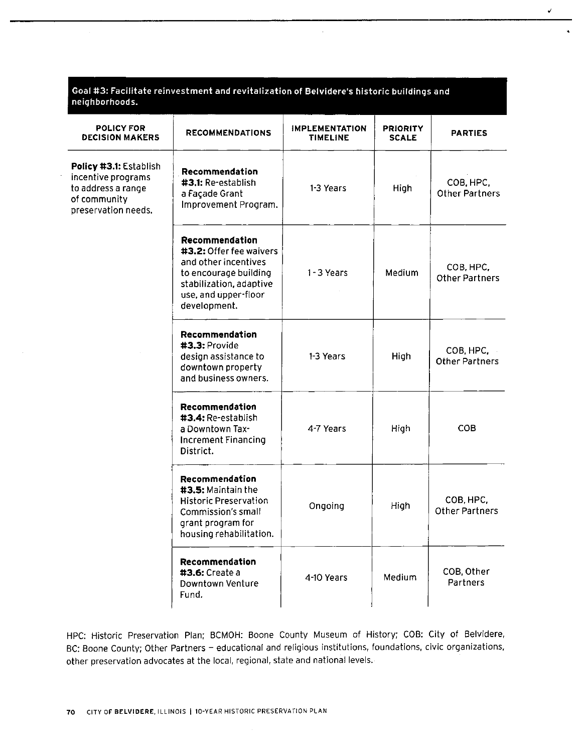## Goal #3: Facilitate reinvestment and revitalization of Belvidere's historic buildings and neighborhoods.

| POLICY FOR DECISION MAKERS | RECOMMENDATIONS | IMPLEMENTATION TIMELINE | PRIORITY SCALE | PARTIES |
|---|---|---|---|---|
| **Policy #3.1:** Establish incentive programs to address a range of community preservation needs. | **Recommendation #3.1:** Re-establish a Façade Grant Improvement Program. | 1-3 Years | High | COB, HPC, Other Partners |
| | **Recommendation #3.2:** Offer fee waivers and other incentives to encourage building stabilization, adaptive use, and upper-floor development. | 1-3 Years | Medium | COB, HPC, Other Partners |
| | **Recommendation #3.3:** Provide design assistance to downtown property and business owners. | 1-3 Years | High | COB, HPC, Other Partners |
| | **Recommendation #3.4:** Re-establish a Downtown Tax-Increment Financing District. | 4-7 Years | High | COB |
| | **Recommendation #3.5:** Maintain the Historic Preservation Commission's small grant program for housing rehabilitation. | Ongoing | High | COB, HPC, Other Partners |
| | **Recommendation #3.6:** Create a Downtown Venture Fund. | 4-10 Years | Medium | COB, Other Partners |

HPC: Historic Preservation Plan; BCMOH: Boone County Museum of History; COB: City of Belvidere, BC: Boone County; Other Partners – educational and religious institutions, foundations, civic organizations, other preservation advocates at the local, regional, state and national levels.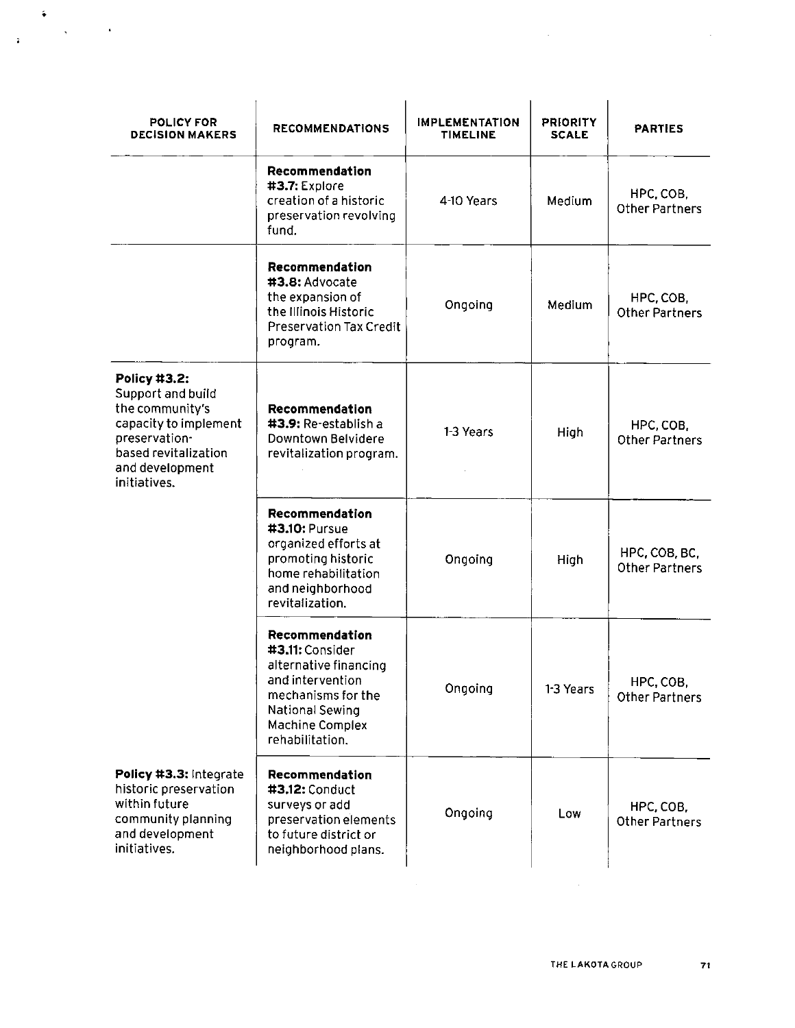| POLICY FOR DECISION MAKERS | RECOMMENDATIONS | IMPLEMENTATION TIMELINE | PRIORITY SCALE | PARTIES |
|---|---|---|---|---|
| | **Recommendation #3.7:** Explore creation of a historic preservation revolving fund. | 4-10 Years | Medium | HPC, COB, Other Partners |
| | **Recommendation #3.8:** Advocate the expansion of the Illinois Historic Preservation Tax Credit program. | Ongoing | Medium | HPC, COB, Other Partners |
| **Policy #3.2:** Support and build the community's capacity to implement preservation-based revitalization and development initiatives. | **Recommendation #3.9:** Re-establish a Downtown Belvidere revitalization program. | 1-3 Years | High | HPC, COB, Other Partners |
| | **Recommendation #3.10:** Pursue organized efforts at promoting historic home rehabilitation and neighborhood revitalization. | Ongoing | High | HPC, COB, BC, Other Partners |
| | **Recommendation #3.11:** Consider alternative financing and intervention mechanisms for the National Sewing Machine Complex rehabilitation. | Ongoing | 1-3 Years | HPC, COB, Other Partners |
| **Policy #3.3:** Integrate historic preservation within future community planning and development initiatives. | **Recommendation #3.12:** Conduct surveys or add preservation elements to future district or neighborhood plans. | Ongoing | Low | HPC, COB, Other Partners |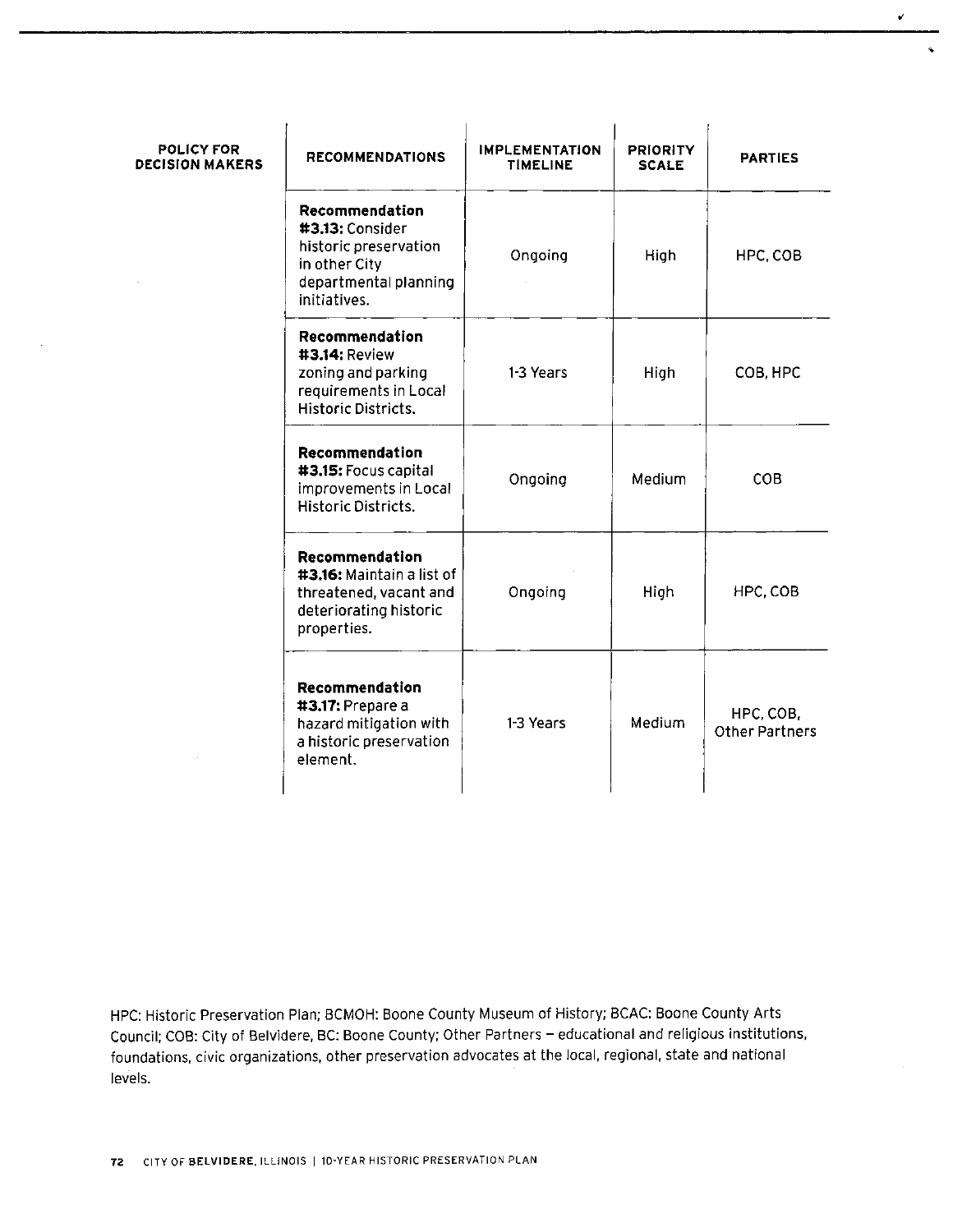| POLICY FOR DECISION MAKERS | RECOMMENDATIONS | IMPLEMENTATION TIMELINE | PRIORITY SCALE | PARTIES |
|---|---|---|---|---|
| | **Recommendation #3.13:** Consider historic preservation in other City departmental planning initiatives. | Ongoing | High | HPC, COB |
| | **Recommendation #3.14:** Review zoning and parking requirements in Local Historic Districts. | 1-3 Years | High | COB, HPC |
| | **Recommendation #3.15:** Focus capital improvements in Local Historic Districts. | Ongoing | Medium | COB |
| | **Recommendation #3.16:** Maintain a list of threatened, vacant and deteriorating historic properties. | Ongoing | High | HPC, COB |
| | **Recommendation #3.17:** Prepare a hazard mitigation with a historic preservation element. | 1-3 Years | Medium | HPC, COB, Other Partners |

HPC: Historic Preservation Plan; BCMOH: Boone County Museum of History; BCAC: Boone County Arts Council; COB: City of Belvidere, BC: Boone County; Other Partners – educational and religious institutions, foundations, civic organizations, other preservation advocates at the local, regional, state and national levels.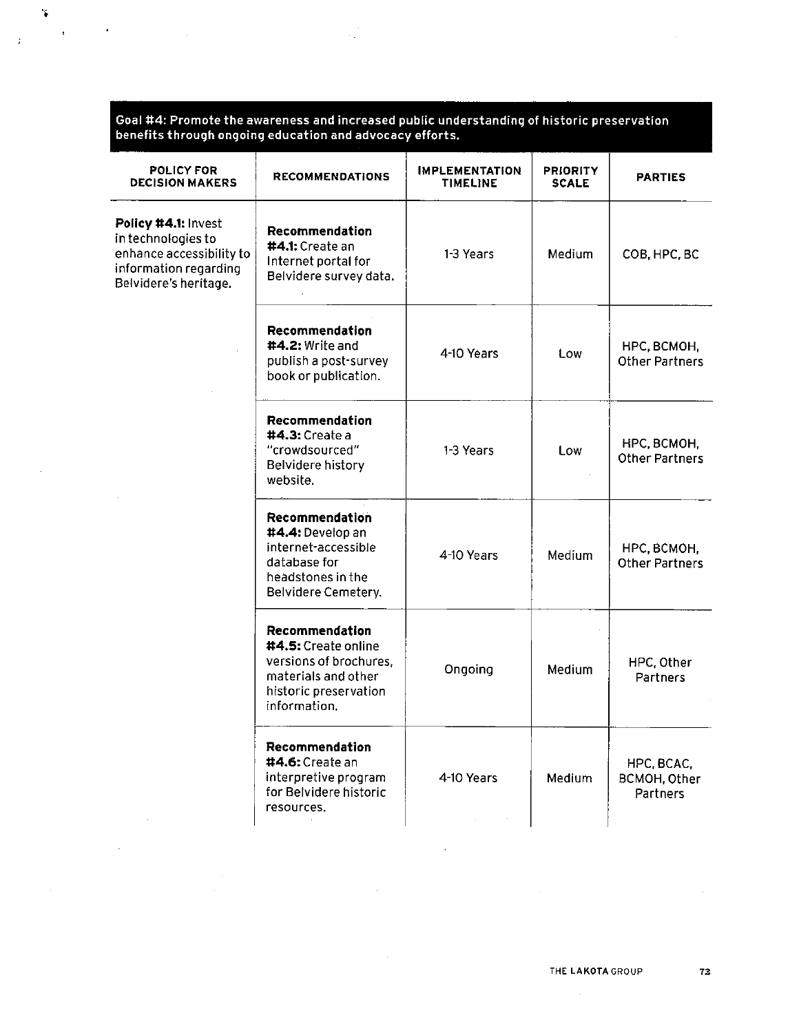| Goal #4: Promote the awareness and increased public understanding of historic preservation benefits through ongoing education and advocacy efforts. | | | | |
|---|---|---|---|---|
| **POLICY FOR DECISION MAKERS** | **RECOMMENDATIONS** | **IMPLEMENTATION TIMELINE** | **PRIORITY SCALE** | **PARTIES** |
| **Policy #4.1:** Invest in technologies to enhance accessibility to information regarding Belvidere's heritage. | **Recommendation #4.1:** Create an Internet portal for Belvidere survey data. | 1-3 Years | Medium | COB, HPC, BC |
| | **Recommendation #4.2:** Write and publish a post-survey book or publication. | 4-10 Years | Low | HPC, BCMOH, Other Partners |
| | **Recommendation #4.3:** Create a "crowdsourced" Belvidere history website. | 1-3 Years | Low | HPC, BCMOH, Other Partners |
| | **Recommendation #4.4:** Develop an internet-accessible database for headstones in the Belvidere Cemetery. | 4-10 Years | Medium | HPC, BCMOH, Other Partners |
| | **Recommendation #4.5:** Create online versions of brochures, materials and other historic preservation information. | Ongoing | Medium | HPC, Other Partners |
| | **Recommendation #4.6:** Create an interpretive program for Belvidere historic resources. | 4-10 Years | Medium | HPC, BCAC, BCMOH, Other Partners |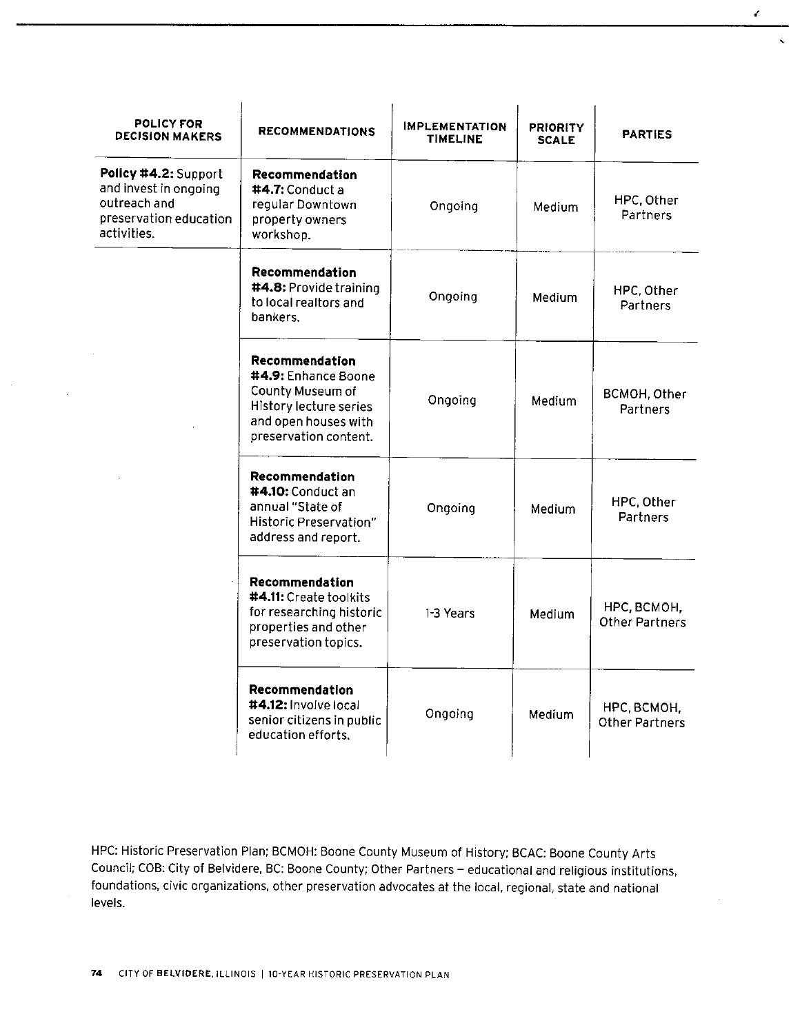| POLICY FOR DECISION MAKERS | RECOMMENDATIONS | IMPLEMENTATION TIMELINE | PRIORITY SCALE | PARTIES |
|---|---|---|---|---|
| **Policy #4.2:** Support and invest in ongoing outreach and preservation education activities. | **Recommendation #4.7:** Conduct a regular Downtown property owners workshop. | Ongoing | Medium | HPC, Other Partners |
| | **Recommendation #4.8:** Provide training to local realtors and bankers. | Ongoing | Medium | HPC, Other Partners |
| | **Recommendation #4.9:** Enhance Boone County Museum of History lecture series and open houses with preservation content. | Ongoing | Medium | BCMOH, Other Partners |
| | **Recommendation #4.10:** Conduct an annual "State of Historic Preservation" address and report. | Ongoing | Medium | HPC, Other Partners |
| | **Recommendation #4.11:** Create toolkits for researching historic properties and other preservation topics. | 1-3 Years | Medium | HPC, BCMOH, Other Partners |
| | **Recommendation #4.12:** Involve local senior citizens in public education efforts. | Ongoing | Medium | HPC, BCMOH, Other Partners |

HPC: Historic Preservation Plan; BCMOH: Boone County Museum of History; BCAC: Boone County Arts Council; COB: City of Belvidere, BC: Boone County; Other Partners – educational and religious institutions, foundations, civic organizations, other preservation advocates at the local, regional, state and national levels.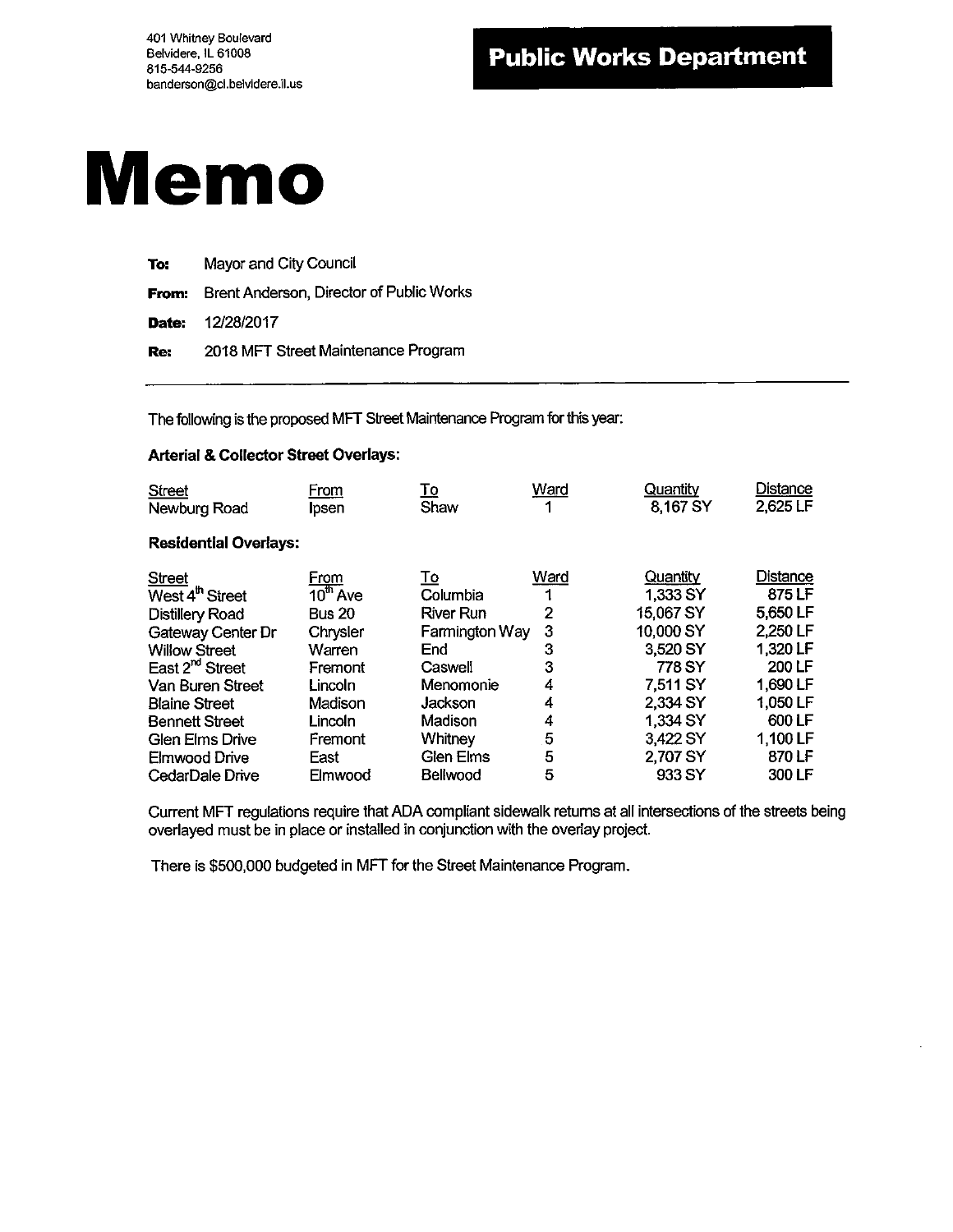401 Whitney Boulevard
Belvidere, IL 61008
815-544-9256
banderson@ci.belvidere.il.us

**Public Works Department**

# Memo

**To:** Mayor and City Council

**From:** Brent Anderson, Director of Public Works

**Date:** 12/28/2017

**Re:** 2018 MFT Street Maintenance Program

---

The following is the proposed MFT Street Maintenance Program for this year:

**Arterial & Collector Street Overlays:**

| Street | From | To | Ward | Quantity | Distance |
|---|---|---|---|---|---|
| Newburg Road | Ipsen | Shaw | 1 | 8,167 SY | 2,625 LF |

**Residential Overlays:**

| Street | From | To | Ward | Quantity | Distance |
|---|---|---|---|---|---|
| West 4th Street | 10th Ave | Columbia | 1 | 1,333 SY | 875 LF |
| Distillery Road | Bus 20 | River Run | 2 | 15,067 SY | 5,650 LF |
| Gateway Center Dr | Chrysler | Farmington Way | 3 | 10,000 SY | 2,250 LF |
| Willow Street | Warren | End | 3 | 3,520 SY | 1,320 LF |
| East 2nd Street | Fremont | Caswell | 3 | 778 SY | 200 LF |
| Van Buren Street | Lincoln | Menomonie | 4 | 7,511 SY | 1,690 LF |
| Blaine Street | Madison | Jackson | 4 | 2,334 SY | 1,050 LF |
| Bennett Street | Lincoln | Madison | 4 | 1,334 SY | 600 LF |
| Glen Elms Drive | Fremont | Whitney | 5 | 3,422 SY | 1,100 LF |
| Elmwood Drive | East | Glen Elms | 5 | 2,707 SY | 870 LF |
| CedarDale Drive | Elmwood | Bellwood | 5 | 933 SY | 300 LF |

Current MFT regulations require that ADA compliant sidewalk returns at all intersections of the streets being overlayed must be in place or installed in conjunction with the overlay project.

There is $500,000 budgeted in MFT for the Street Maintenance Program.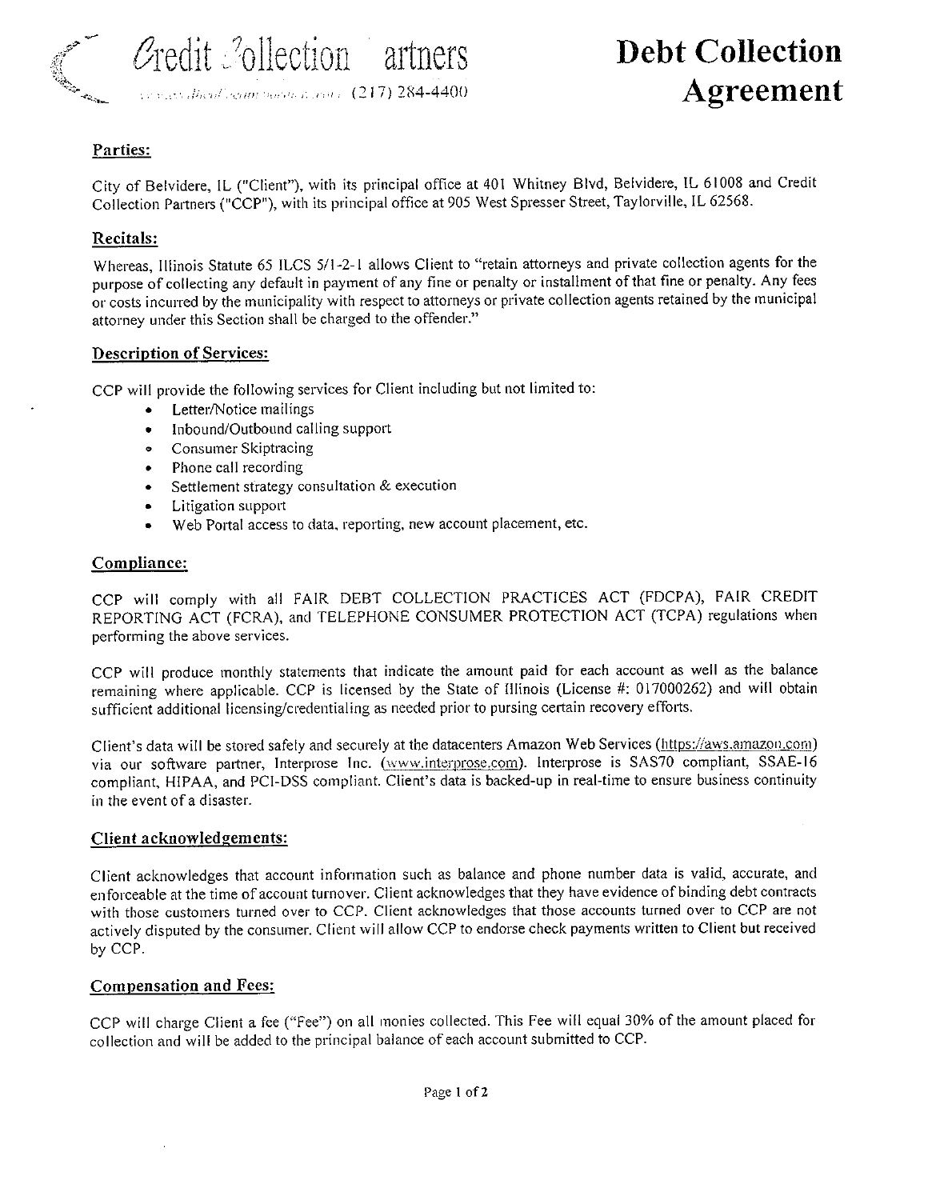# Credit Collection Partners

(217) 284-4400

# Debt Collection Agreement

## Parties:

City of Belvidere, IL ("Client"), with its principal office at 401 Whitney Blvd, Belvidere, IL 61008 and Credit Collection Partners ("CCP"), with its principal office at 905 West Spresser Street, Taylorville, IL 62568.

## Recitals:

Whereas, Illinois Statute 65 ILCS 5/1-2-1 allows Client to "retain attorneys and private collection agents for the purpose of collecting any default in payment of any fine or penalty or installment of that fine or penalty. Any fees or costs incurred by the municipality with respect to attorneys or private collection agents retained by the municipal attorney under this Section shall be charged to the offender."

## Description of Services:

CCP will provide the following services for Client including but not limited to:

- Letter/Notice mailings
- Inbound/Outbound calling support
- Consumer Skiptracing
- Phone call recording
- Settlement strategy consultation & execution
- Litigation support
- Web Portal access to data, reporting, new account placement, etc.

## Compliance:

CCP will comply with all FAIR DEBT COLLECTION PRACTICES ACT (FDCPA), FAIR CREDIT REPORTING ACT (FCRA), and TELEPHONE CONSUMER PROTECTION ACT (TCPA) regulations when performing the above services.

CCP will produce monthly statements that indicate the amount paid for each account as well as the balance remaining where applicable. CCP is licensed by the State of Illinois (License #: 017000262) and will obtain sufficient additional licensing/credentialing as needed prior to pursing certain recovery efforts.

Client's data will be stored safely and securely at the datacenters Amazon Web Services (https://aws.amazon.com) via our software partner, Interprose Inc. (www.interprose.com). Interprose is SAS70 compliant, SSAE-16 compliant, HIPAA, and PCI-DSS compliant. Client's data is backed-up in real-time to ensure business continuity in the event of a disaster.

## Client acknowledgements:

Client acknowledges that account information such as balance and phone number data is valid, accurate, and enforceable at the time of account turnover. Client acknowledges that they have evidence of binding debt contracts with those customers turned over to CCP. Client acknowledges that those accounts turned over to CCP are not actively disputed by the consumer. Client will allow CCP to endorse check payments written to Client but received by CCP.

## Compensation and Fees:

CCP will charge Client a fee ("Fee") on all monies collected. This Fee will equal 30% of the amount placed for collection and will be added to the principal balance of each account submitted to CCP.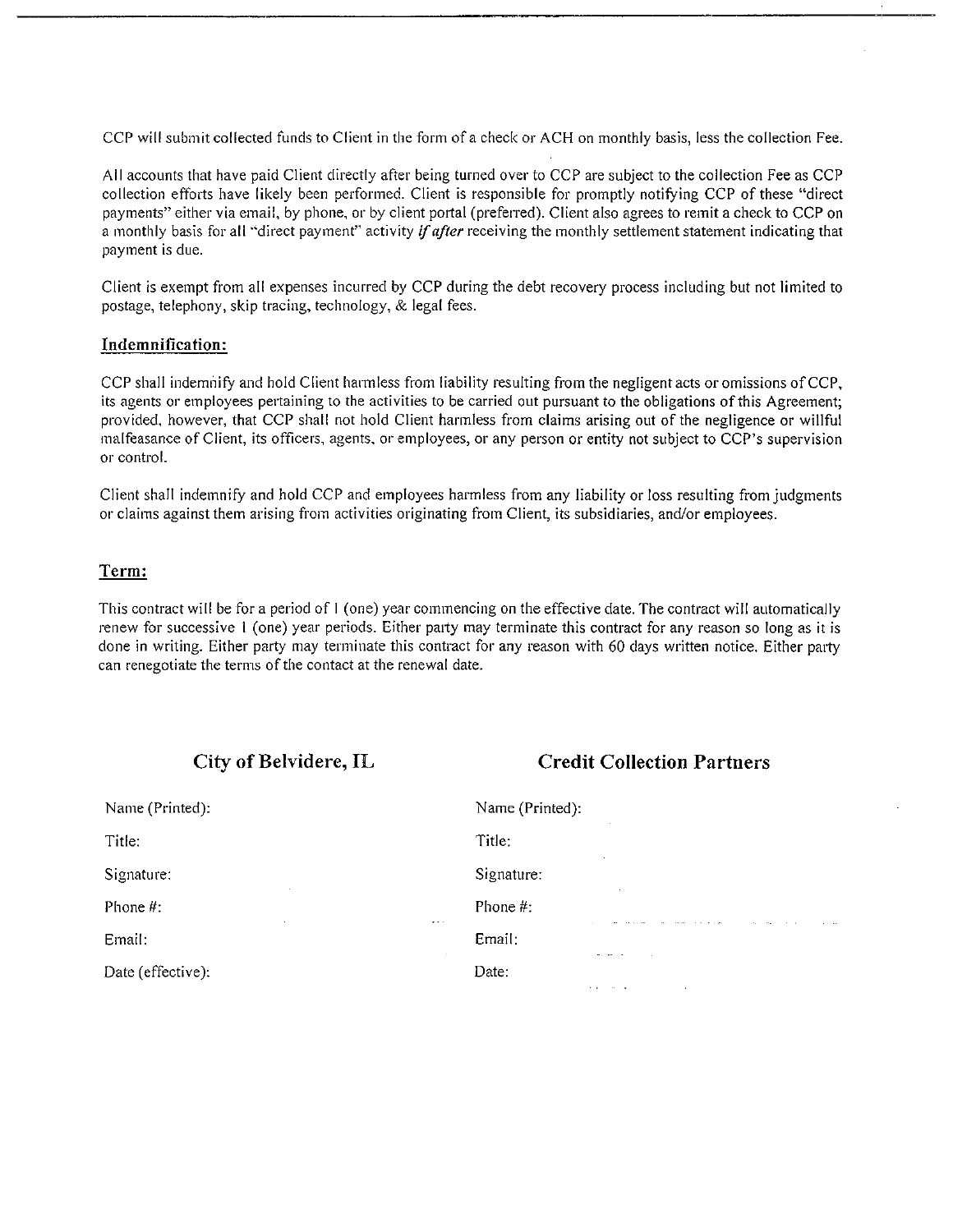CCP will submit collected funds to Client in the form of a check or ACH on monthly basis, less the collection Fee.

All accounts that have paid Client directly after being turned over to CCP are subject to the collection Fee as CCP collection efforts have likely been performed. Client is responsible for promptly notifying CCP of these "direct payments" either via email, by phone, or by client portal (preferred). Client also agrees to remit a check to CCP on a monthly basis for all "direct payment" activity ***if after*** receiving the monthly settlement statement indicating that payment is due.

Client is exempt from all expenses incurred by CCP during the debt recovery process including but not limited to postage, telephony, skip tracing, technology, & legal fees.

## Indemnification:

CCP shall indemnify and hold Client harmless from liability resulting from the negligent acts or omissions of CCP, its agents or employees pertaining to the activities to be carried out pursuant to the obligations of this Agreement; provided, however, that CCP shall not hold Client harmless from claims arising out of the negligence or willful malfeasance of Client, its officers, agents, or employees, or any person or entity not subject to CCP's supervision or control.

Client shall indemnify and hold CCP and employees harmless from any liability or loss resulting from judgments or claims against them arising from activities originating from Client, its subsidiaries, and/or employees.

## Term:

This contract will be for a period of 1 (one) year commencing on the effective date. The contract will automatically renew for successive 1 (one) year periods. Either party may terminate this contract for any reason so long as it is done in writing. Either party may terminate this contract for any reason with 60 days written notice. Either party can renegotiate the terms of the contact at the renewal date.

| City of Belvidere, IL | Credit Collection Partners |
|---|---|
| Name (Printed): | Name (Printed): |
| Title: | Title: |
| Signature: | Signature: |
| Phone #: | Phone #: |
| Email: | Email: |
| Date (effective): | Date: |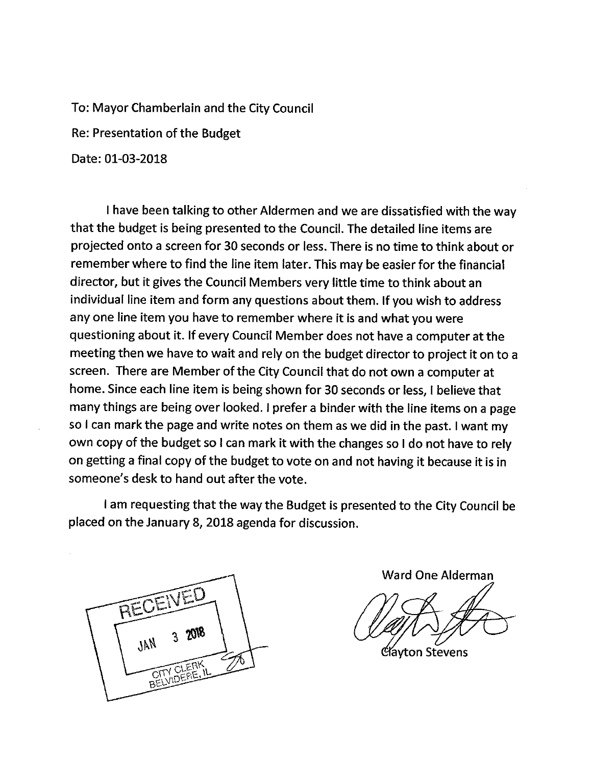To: Mayor Chamberlain and the City Council

Re: Presentation of the Budget

Date: 01-03-2018

I have been talking to other Aldermen and we are dissatisfied with the way that the budget is being presented to the Council. The detailed line items are projected onto a screen for 30 seconds or less. There is no time to think about or remember where to find the line item later. This may be easier for the financial director, but it gives the Council Members very little time to think about an individual line item and form any questions about them. If you wish to address any one line item you have to remember where it is and what you were questioning about it. If every Council Member does not have a computer at the meeting then we have to wait and rely on the budget director to project it on to a screen. There are Member of the City Council that do not own a computer at home. Since each line item is being shown for 30 seconds or less, I believe that many things are being over looked. I prefer a binder with the line items on a page so I can mark the page and write notes on them as we did in the past. I want my own copy of the budget so I can mark it with the changes so I do not have to rely on getting a final copy of the budget to vote on and not having it because it is in someone's desk to hand out after the vote.

I am requesting that the way the Budget is presented to the City Council be placed on the January 8, 2018 agenda for discussion.

RECEIVED
JAN 3 2018
CITY CLERK
BELVIDERE, IL

Ward One Alderman

Clayton Stevens